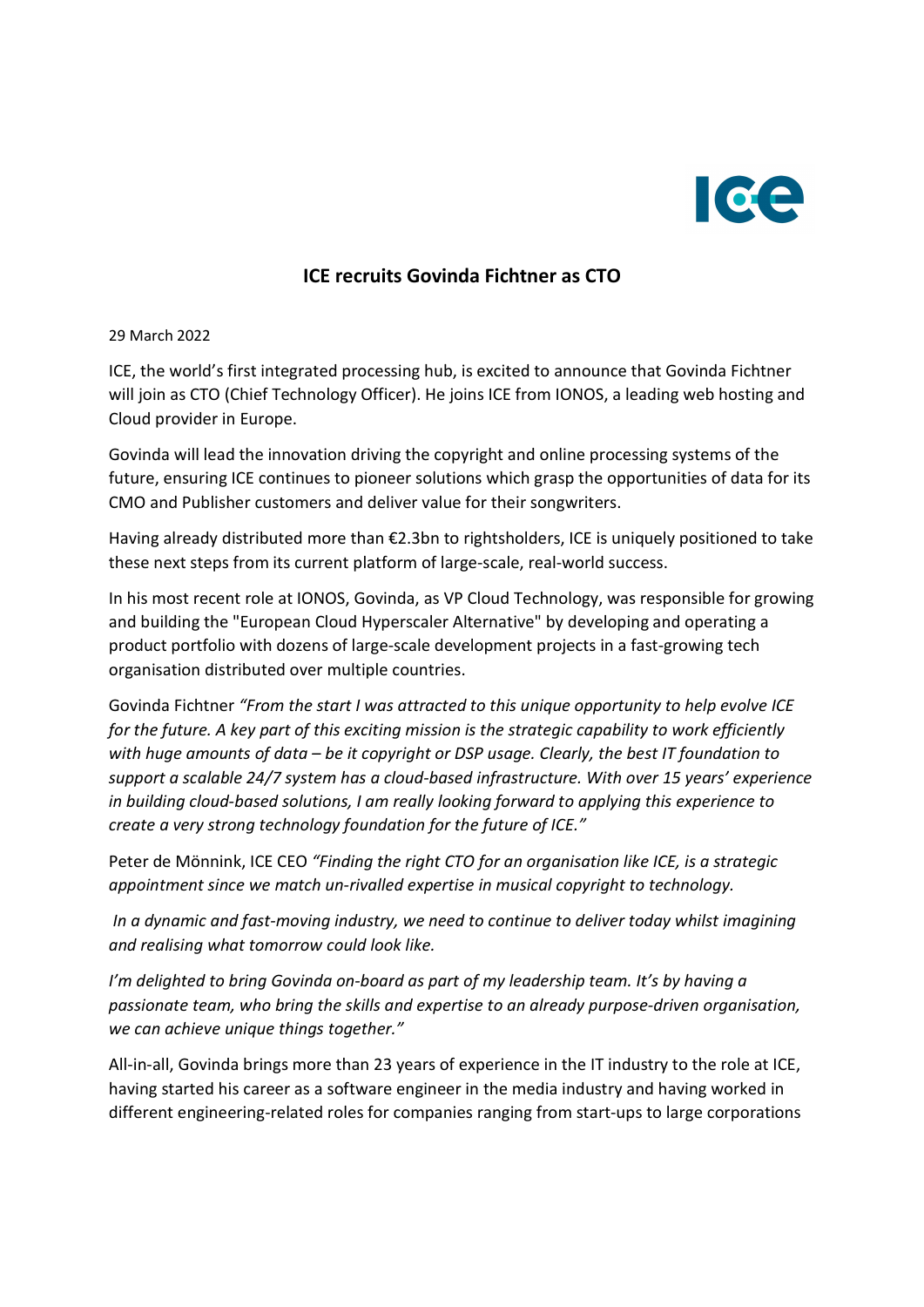# ICE recruits Govinda Fichtner as CTO

29 March 2022

ICE, the world's first integrated processing hub, is excited to announce that Govinda Fichtner will join as CTO (Chief Technology Officer). He joins ICE from IONOS, a leading web hosting and Cloud provider in Europe.

Govinda will lead the innovation driving the copyright and online processing systems of the future, ensuring ICE continues to pioneer solutions which grasp the opportunities of data for its CMO and Publisher customers and deliver value for their songwriters.

Having already distributed more than €2.3bn to rightsholders, ICE is uniquely positioned to take these next steps from its current platform of large-scale, real-world success.

In his most recent role at IONOS, Govinda, as VP Cloud Technology, was responsible for growing and building the "European Cloud Hyperscaler Alternative" by developing and operating a product portfolio with dozens of large-scale development projects in a fast-growing tech organisation distributed over multiple countries.

Govinda Fichtner *"From the start I was attracted to this unique opportunity to help evolve ICE for the future. A key part of this exciting mission is the strategic capability to work efficiently with huge amounts of data – be it copyright or DSP usage. Clearly, the best IT foundation to support a scalable 24/7 system has a cloud-based infrastructure. With over 15 years' experience in building cloud-based solutions, I am really looking forward to applying this experience to create a very strong technology foundation for the future of ICE."*

Peter de Mönnink, ICE CEO *"Finding the right CTO for an organisation like ICE, is a strategic appointment since we match un-rivalled expertise in musical copyright to technology.*

*In a dynamic and fast-moving industry, we need to continue to deliver today whilst imagining and realising what tomorrow could look like.*

*I'm delighted to bring Govinda on-board as part of my leadership team. It's by having a passionate team, who bring the skills and expertise to an already purpose-driven organisation, we can achieve unique things together."*

All-in-all, Govinda brings more than 23 years of experience in the IT industry to the role at ICE, having started his career as a software engineer in the media industry and having worked in different engineering-related roles for companies ranging from start-ups to large corporations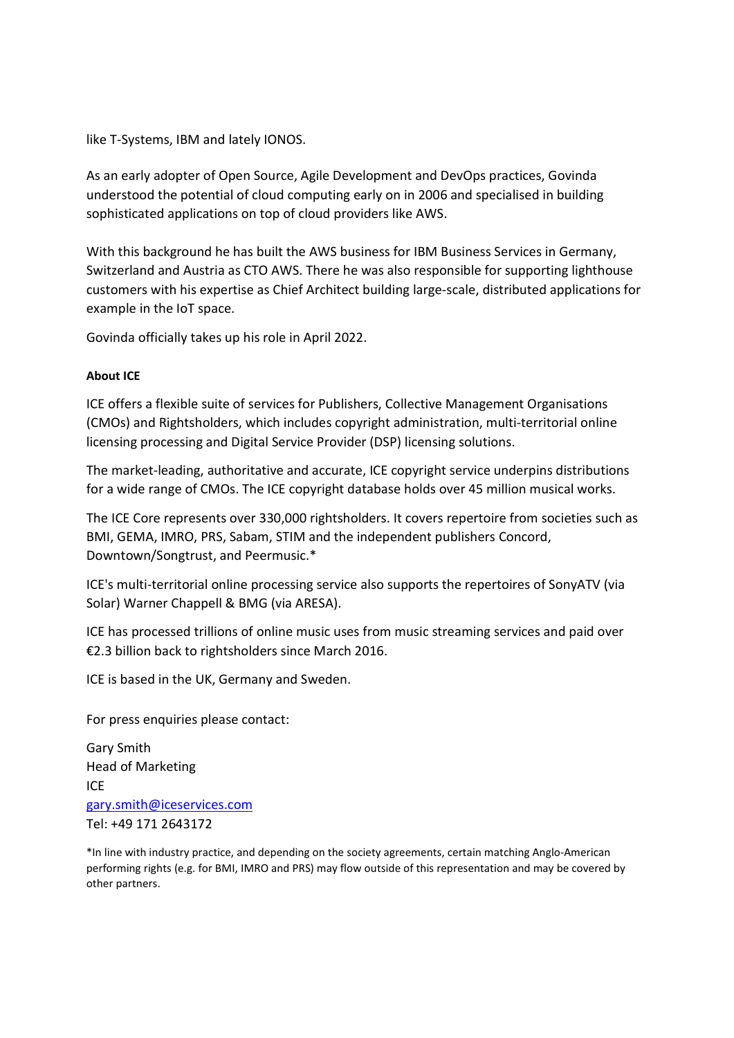like T-Systems, IBM and lately IONOS.

As an early adopter of Open Source, Agile Development and DevOps practices, Govinda understood the potential of cloud computing early on in 2006 and specialised in building sophisticated applications on top of cloud providers like AWS.

With this background he has built the AWS business for IBM Business Services in Germany, Switzerland and Austria as CTO AWS. There he was also responsible for supporting lighthouse customers with his expertise as Chief Architect building large-scale, distributed applications for example in the IoT space.

Govinda officially takes up his role in April 2022.

**About ICE**

ICE offers a flexible suite of services for Publishers, Collective Management Organisations (CMOs) and Rightsholders, which includes copyright administration, multi-territorial online licensing processing and Digital Service Provider (DSP) licensing solutions.

The market-leading, authoritative and accurate, ICE copyright service underpins distributions for a wide range of CMOs. The ICE copyright database holds over 45 million musical works.

The ICE Core represents over 330,000 rightsholders. It covers repertoire from societies such as BMI, GEMA, IMRO, PRS, Sabam, STIM and the independent publishers Concord, Downtown/Songtrust, and Peermusic.*

ICE's multi-territorial online processing service also supports the repertoires of SonyATV (via Solar) Warner Chappell & BMG (via ARESA).

ICE has processed trillions of online music uses from music streaming services and paid over €2.3 billion back to rightsholders since March 2016.

ICE is based in the UK, Germany and Sweden.

For press enquiries please contact:

Gary Smith
Head of Marketing
ICE
gary.smith@iceservices.com
Tel: +49 171 2643172

*In line with industry practice, and depending on the society agreements, certain matching Anglo-American performing rights (e.g. for BMI, IMRO and PRS) may flow outside of this representation and may be covered by other partners.